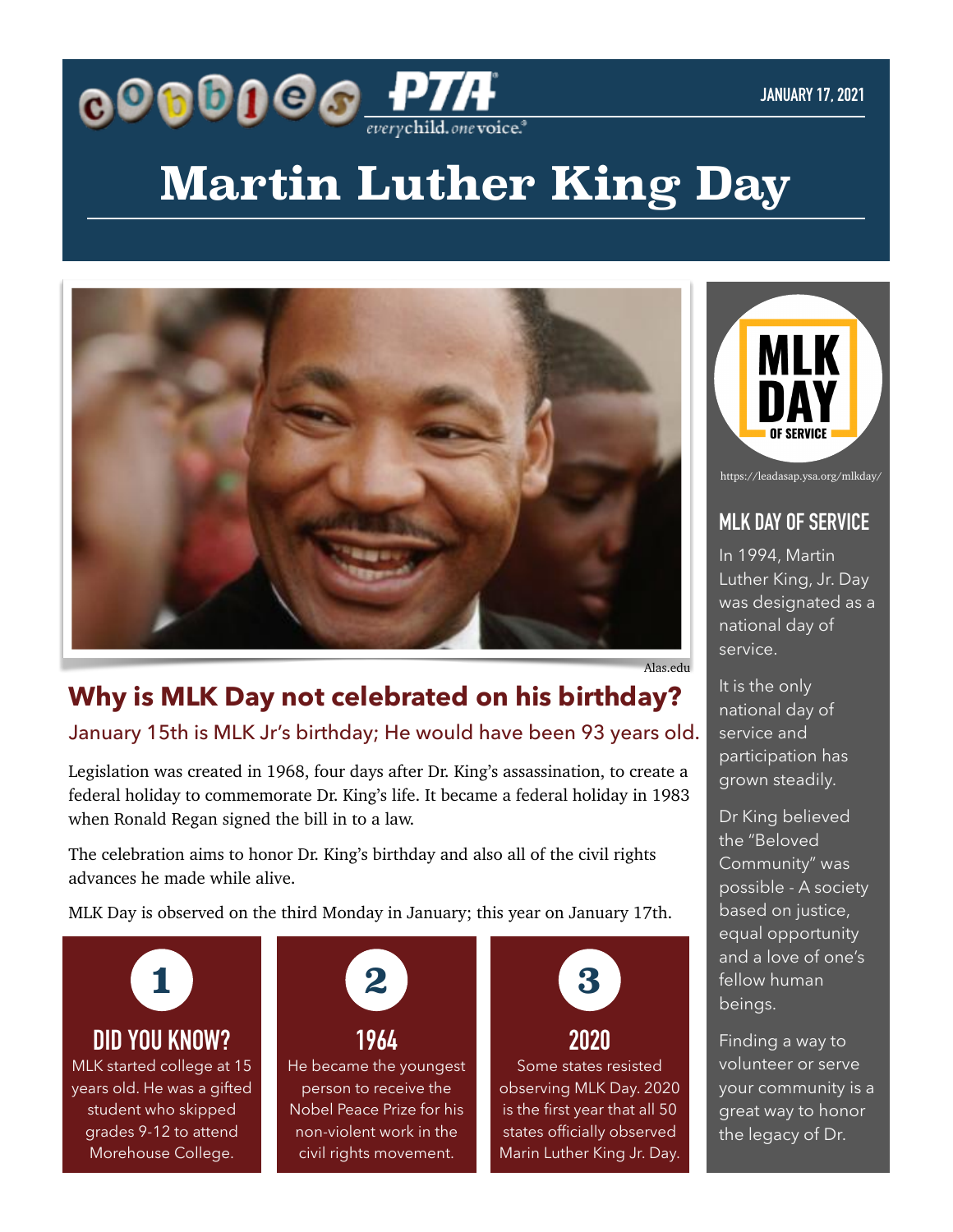JANUARY 17, 2021

# Martin Luther King Day

Alas.edu

## Why is MLK Day not celebrated on his birthday?

January 15th is MLK Jr's birthday; He would have been 93 years old.

Legislation was created in 1968, four days after Dr. King's assassination, to create a federal holiday to commemorate Dr. King's life. It became a federal holiday in 1983 when Ronald Regan signed the bill in to a law.

The celebration aims to honor Dr. King's birthday and also all of the civil rights advances he made while alive.

MLK Day is observed on the third Monday in January; this year on January 17th.

**1**

### DID YOU KNOW?

MLK started college at 15 years old. He was a gifted student who skipped grades 9-12 to attend Morehouse College.

**2**

### 1964

He became the youngest person to receive the Nobel Peace Prize for his non-violent work in the civil rights movement.

**3**

### 2020

Some states resisted observing MLK Day. 2020 is the first year that all 50 states officially observed Marin Luther King Jr. Day.

MLK DAY OF SERVICE

https://leadasap.ysa.org/mlkday/

### MLK DAY OF SERVICE

In 1994, Martin Luther King, Jr. Day was designated as a national day of service.

It is the only national day of service and participation has grown steadily.

Dr King believed the "Beloved Community" was possible - A society based on justice, equal opportunity and a love of one's fellow human beings.

Finding a way to volunteer or serve your community is a great way to honor the legacy of Dr.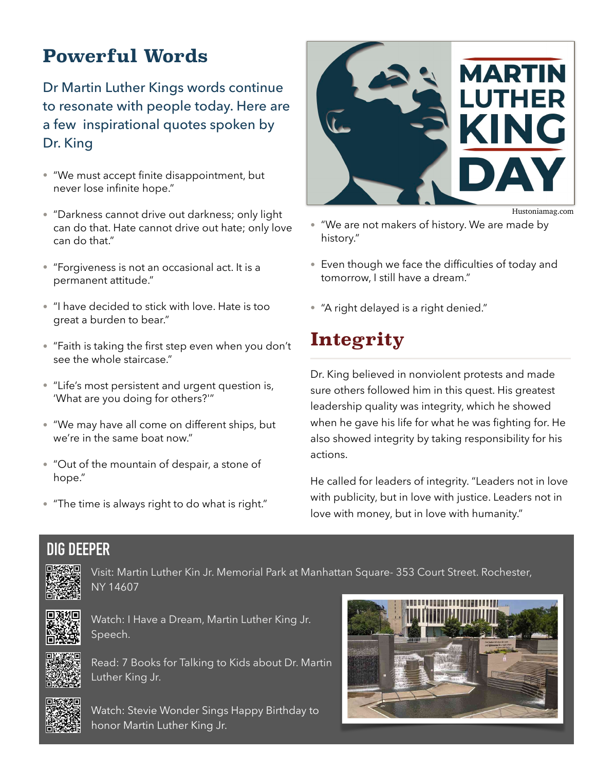# Powerful Words

Dr Martin Luther Kings words continue to resonate with people today. Here are a few inspirational quotes spoken by Dr. King

- "We must accept finite disappointment, but never lose infinite hope."
- "Darkness cannot drive out darkness; only light can do that. Hate cannot drive out hate; only love can do that."
- "Forgiveness is not an occasional act. It is a permanent attitude."
- "I have decided to stick with love. Hate is too great a burden to bear."
- "Faith is taking the first step even when you don't see the whole staircase."
- "Life's most persistent and urgent question is, 'What are you doing for others?'"
- "We may have all come on different ships, but we're in the same boat now."
- "Out of the mountain of despair, a stone of hope."
- "The time is always right to do what is right."

MARTIN LUTHER KING DAY

Hustoniamag.com

- "We are not makers of history. We are made by history."
- Even though we face the difficulties of today and tomorrow, I still have a dream."
- "A right delayed is a right denied."

## Integrity

Dr. King believed in nonviolent protests and made sure others followed him in this quest. His greatest leadership quality was integrity, which he showed when he gave his life for what he was fighting for. He also showed integrity by taking responsibility for his actions.

He called for leaders of integrity. "Leaders not in love with publicity, but in love with justice. Leaders not in love with money, but in love with humanity."

## DIG DEEPER

Visit: Martin Luther Kin Jr. Memorial Park at Manhattan Square- 353 Court Street. Rochester, NY 14607

Watch: I Have a Dream, Martin Luther King Jr. Speech.

Read: 7 Books for Talking to Kids about Dr. Martin Luther King Jr.

Watch: Stevie Wonder Sings Happy Birthday to honor Martin Luther King Jr.